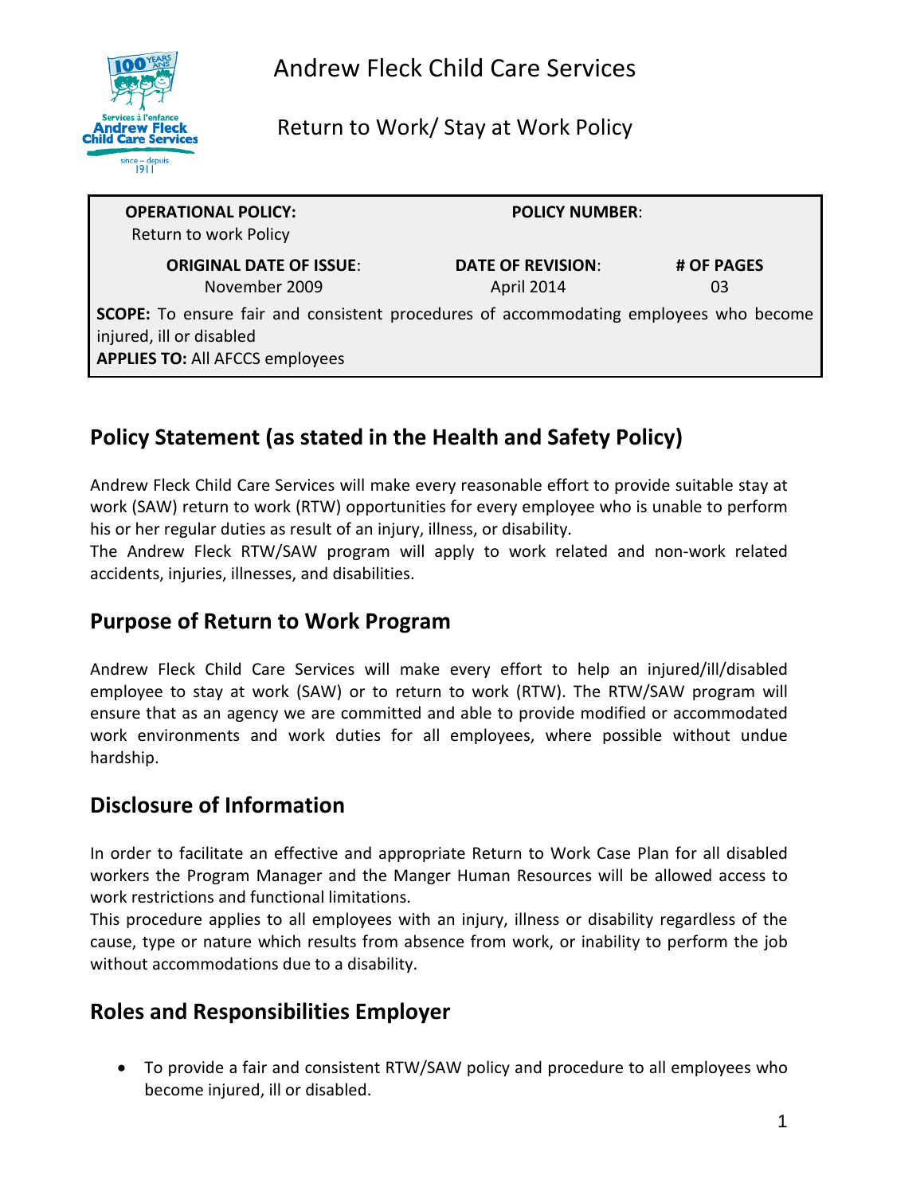# Andrew Fleck Child Care Services

## Return to Work/ Stay at Work Policy

| **OPERATIONAL POLICY:** Return to work Policy | **POLICY NUMBER**: | |
|---|---|---|
| **ORIGINAL DATE OF ISSUE**: November 2009 | **DATE OF REVISION**: April 2014 | **# OF PAGES** 03 |
| **SCOPE:** To ensure fair and consistent procedures of accommodating employees who become injured, ill or disabled **APPLIES TO:** All AFCCS employees | | |

## Policy Statement (as stated in the Health and Safety Policy)

Andrew Fleck Child Care Services will make every reasonable effort to provide suitable stay at work (SAW) return to work (RTW) opportunities for every employee who is unable to perform his or her regular duties as result of an injury, illness, or disability.
The Andrew Fleck RTW/SAW program will apply to work related and non-work related accidents, injuries, illnesses, and disabilities.

## Purpose of Return to Work Program

Andrew Fleck Child Care Services will make every effort to help an injured/ill/disabled employee to stay at work (SAW) or to return to work (RTW). The RTW/SAW program will ensure that as an agency we are committed and able to provide modified or accommodated work environments and work duties for all employees, where possible without undue hardship.

## Disclosure of Information

In order to facilitate an effective and appropriate Return to Work Case Plan for all disabled workers the Program Manager and the Manger Human Resources will be allowed access to work restrictions and functional limitations.
This procedure applies to all employees with an injury, illness or disability regardless of the cause, type or nature which results from absence from work, or inability to perform the job without accommodations due to a disability.

## Roles and Responsibilities Employer

- To provide a fair and consistent RTW/SAW policy and procedure to all employees who become injured, ill or disabled.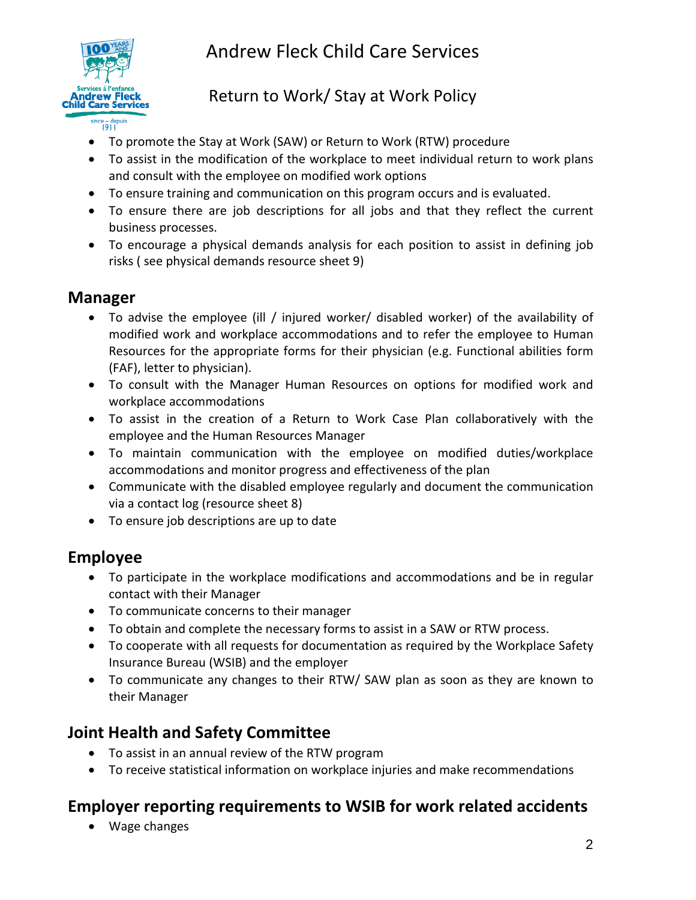- To promote the Stay at Work (SAW) or Return to Work (RTW) procedure
- To assist in the modification of the workplace to meet individual return to work plans and consult with the employee on modified work options
- To ensure training and communication on this program occurs and is evaluated.
- To ensure there are job descriptions for all jobs and that they reflect the current business processes.
- To encourage a physical demands analysis for each position to assist in defining job risks ( see physical demands resource sheet 9)

## Manager

- To advise the employee (ill / injured worker/ disabled worker) of the availability of modified work and workplace accommodations and to refer the employee to Human Resources for the appropriate forms for their physician (e.g. Functional abilities form (FAF), letter to physician).
- To consult with the Manager Human Resources on options for modified work and workplace accommodations
- To assist in the creation of a Return to Work Case Plan collaboratively with the employee and the Human Resources Manager
- To maintain communication with the employee on modified duties/workplace accommodations and monitor progress and effectiveness of the plan
- Communicate with the disabled employee regularly and document the communication via a contact log (resource sheet 8)
- To ensure job descriptions are up to date

## Employee

- To participate in the workplace modifications and accommodations and be in regular contact with their Manager
- To communicate concerns to their manager
- To obtain and complete the necessary forms to assist in a SAW or RTW process.
- To cooperate with all requests for documentation as required by the Workplace Safety Insurance Bureau (WSIB) and the employer
- To communicate any changes to their RTW/ SAW plan as soon as they are known to their Manager

## Joint Health and Safety Committee

- To assist in an annual review of the RTW program
- To receive statistical information on workplace injuries and make recommendations

## Employer reporting requirements to WSIB for work related accidents

- Wage changes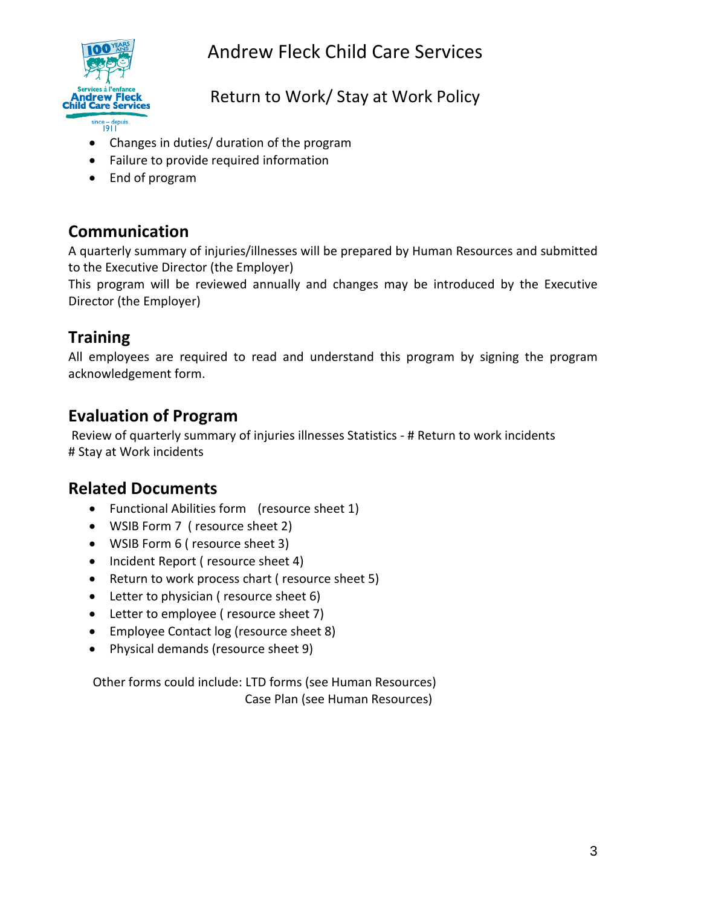- Changes in duties/ duration of the program
- Failure to provide required information
- End of program

## Communication

A quarterly summary of injuries/illnesses will be prepared by Human Resources and submitted to the Executive Director (the Employer)

This program will be reviewed annually and changes may be introduced by the Executive Director (the Employer)

## Training

All employees are required to read and understand this program by signing the program acknowledgement form.

## Evaluation of Program

Review of quarterly summary of injuries illnesses Statistics - # Return to work incidents
# Stay at Work incidents

## Related Documents

- Functional Abilities form (resource sheet 1)
- WSIB Form 7 ( resource sheet 2)
- WSIB Form 6 ( resource sheet 3)
- Incident Report ( resource sheet 4)
- Return to work process chart ( resource sheet 5)
- Letter to physician ( resource sheet 6)
- Letter to employee ( resource sheet 7)
- Employee Contact log (resource sheet 8)
- Physical demands (resource sheet 9)

Other forms could include: LTD forms (see Human Resources)
Case Plan (see Human Resources)